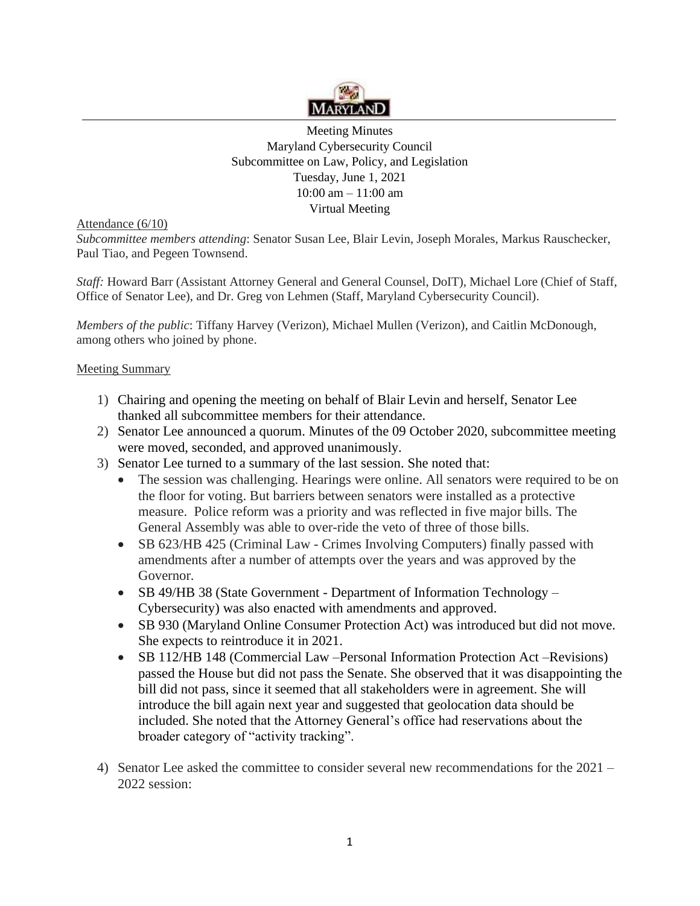Meeting Minutes
Maryland Cybersecurity Council
Subcommittee on Law, Policy, and Legislation
Tuesday, June 1, 2021
10:00 am – 11:00 am
Virtual Meeting

Attendance (6/10)

*Subcommittee members attending*: Senator Susan Lee, Blair Levin, Joseph Morales, Markus Rauschecker, Paul Tiao, and Pegeen Townsend.

*Staff:* Howard Barr (Assistant Attorney General and General Counsel, DoIT), Michael Lore (Chief of Staff, Office of Senator Lee), and Dr. Greg von Lehmen (Staff, Maryland Cybersecurity Council).

*Members of the public*: Tiffany Harvey (Verizon), Michael Mullen (Verizon), and Caitlin McDonough, among others who joined by phone.

Meeting Summary

1) Chairing and opening the meeting on behalf of Blair Levin and herself, Senator Lee thanked all subcommittee members for their attendance.
2) Senator Lee announced a quorum. Minutes of the 09 October 2020, subcommittee meeting were moved, seconded, and approved unanimously.
3) Senator Lee turned to a summary of the last session. She noted that:
   - The session was challenging. Hearings were online. All senators were required to be on the floor for voting. But barriers between senators were installed as a protective measure. Police reform was a priority and was reflected in five major bills. The General Assembly was able to over-ride the veto of three of those bills.
   - SB 623/HB 425 (Criminal Law - Crimes Involving Computers) finally passed with amendments after a number of attempts over the years and was approved by the Governor.
   - SB 49/HB 38 (State Government - Department of Information Technology – Cybersecurity) was also enacted with amendments and approved.
   - SB 930 (Maryland Online Consumer Protection Act) was introduced but did not move. She expects to reintroduce it in 2021.
   - SB 112/HB 148 (Commercial Law –Personal Information Protection Act –Revisions) passed the House but did not pass the Senate. She observed that it was disappointing the bill did not pass, since it seemed that all stakeholders were in agreement. She will introduce the bill again next year and suggested that geolocation data should be included. She noted that the Attorney General's office had reservations about the broader category of "activity tracking".
4) Senator Lee asked the committee to consider several new recommendations for the 2021 – 2022 session: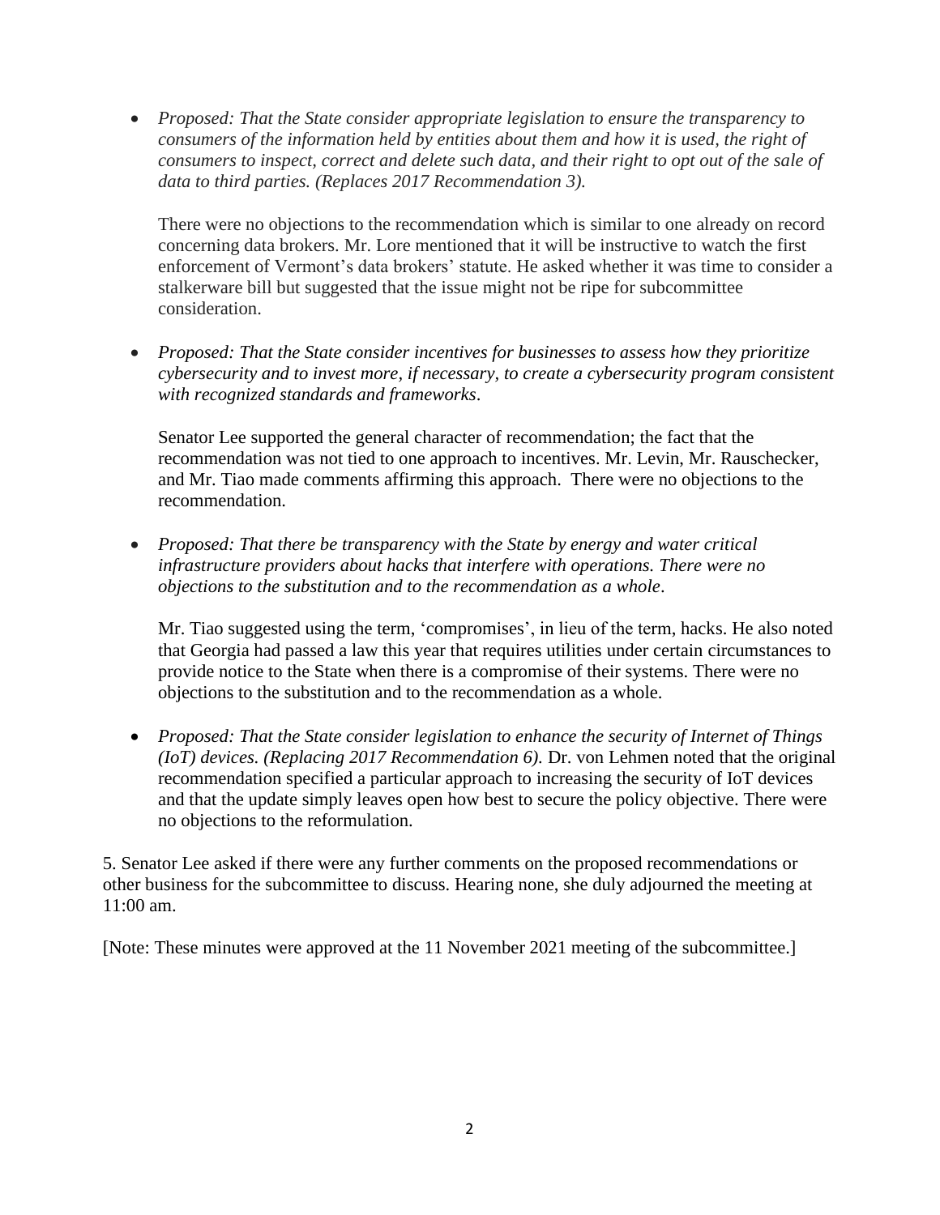- *Proposed: That the State consider appropriate legislation to ensure the transparency to consumers of the information held by entities about them and how it is used, the right of consumers to inspect, correct and delete such data, and their right to opt out of the sale of data to third parties. (Replaces 2017 Recommendation 3).*

  There were no objections to the recommendation which is similar to one already on record concerning data brokers. Mr. Lore mentioned that it will be instructive to watch the first enforcement of Vermont's data brokers' statute. He asked whether it was time to consider a stalkerware bill but suggested that the issue might not be ripe for subcommittee consideration.

- *Proposed: That the State consider incentives for businesses to assess how they prioritize cybersecurity and to invest more, if necessary, to create a cybersecurity program consistent with recognized standards and frameworks*.

  Senator Lee supported the general character of recommendation; the fact that the recommendation was not tied to one approach to incentives. Mr. Levin, Mr. Rauschecker, and Mr. Tiao made comments affirming this approach. There were no objections to the recommendation.

- *Proposed: That there be transparency with the State by energy and water critical infrastructure providers about hacks that interfere with operations. There were no objections to the substitution and to the recommendation as a whole*.

  Mr. Tiao suggested using the term, 'compromises', in lieu of the term, hacks. He also noted that Georgia had passed a law this year that requires utilities under certain circumstances to provide notice to the State when there is a compromise of their systems. There were no objections to the substitution and to the recommendation as a whole.

- *Proposed: That the State consider legislation to enhance the security of Internet of Things (IoT) devices. (Replacing 2017 Recommendation 6).* Dr. von Lehmen noted that the original recommendation specified a particular approach to increasing the security of IoT devices and that the update simply leaves open how best to secure the policy objective. There were no objections to the reformulation.

5. Senator Lee asked if there were any further comments on the proposed recommendations or other business for the subcommittee to discuss. Hearing none, she duly adjourned the meeting at 11:00 am.

[Note: These minutes were approved at the 11 November 2021 meeting of the subcommittee.]